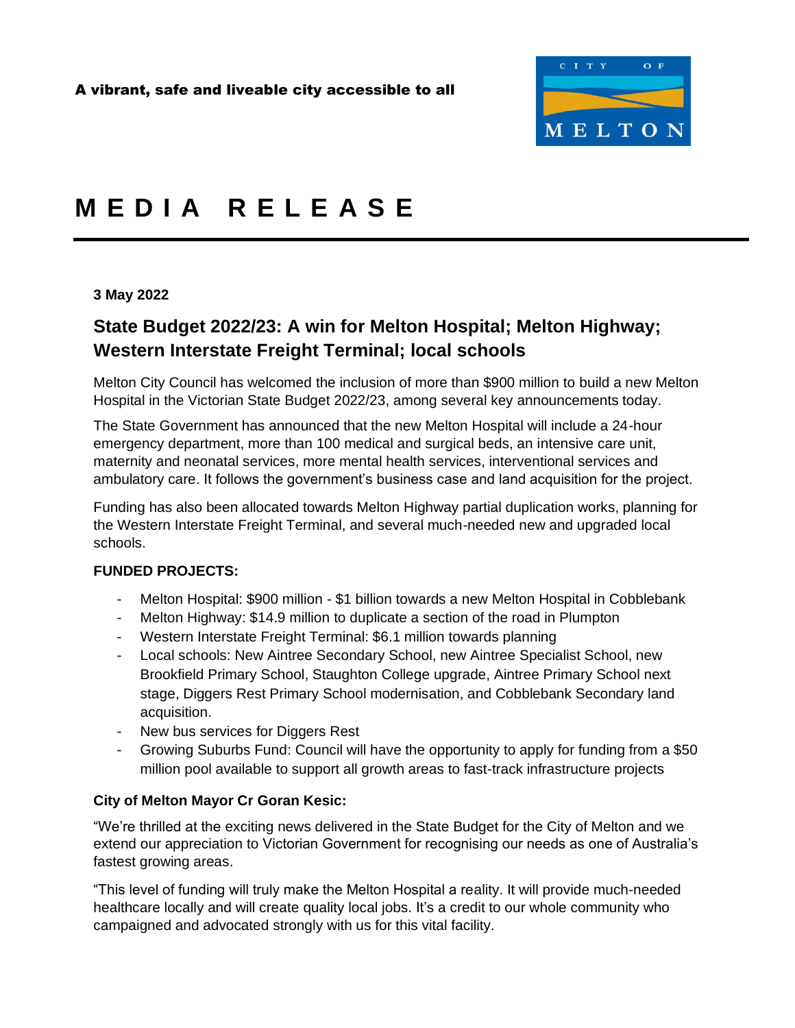A vibrant, safe and liveable city accessible to all

CITY OF MELTON

# MEDIA RELEASE

**3 May 2022**

## State Budget 2022/23: A win for Melton Hospital; Melton Highway; Western Interstate Freight Terminal; local schools

Melton City Council has welcomed the inclusion of more than $900 million to build a new Melton Hospital in the Victorian State Budget 2022/23, among several key announcements today.

The State Government has announced that the new Melton Hospital will include a 24-hour emergency department, more than 100 medical and surgical beds, an intensive care unit, maternity and neonatal services, more mental health services, interventional services and ambulatory care. It follows the government's business case and land acquisition for the project.

Funding has also been allocated towards Melton Highway partial duplication works, planning for the Western Interstate Freight Terminal, and several much-needed new and upgraded local schools.

**FUNDED PROJECTS:**

- Melton Hospital: $900 million - $1 billion towards a new Melton Hospital in Cobblebank
- Melton Highway: $14.9 million to duplicate a section of the road in Plumpton
- Western Interstate Freight Terminal: $6.1 million towards planning
- Local schools: New Aintree Secondary School, new Aintree Specialist School, new Brookfield Primary School, Staughton College upgrade, Aintree Primary School next stage, Diggers Rest Primary School modernisation, and Cobblebank Secondary land acquisition.
- New bus services for Diggers Rest
- Growing Suburbs Fund: Council will have the opportunity to apply for funding from a $50 million pool available to support all growth areas to fast-track infrastructure projects

**City of Melton Mayor Cr Goran Kesic:**

"We're thrilled at the exciting news delivered in the State Budget for the City of Melton and we extend our appreciation to Victorian Government for recognising our needs as one of Australia's fastest growing areas.

"This level of funding will truly make the Melton Hospital a reality. It will provide much-needed healthcare locally and will create quality local jobs. It's a credit to our whole community who campaigned and advocated strongly with us for this vital facility.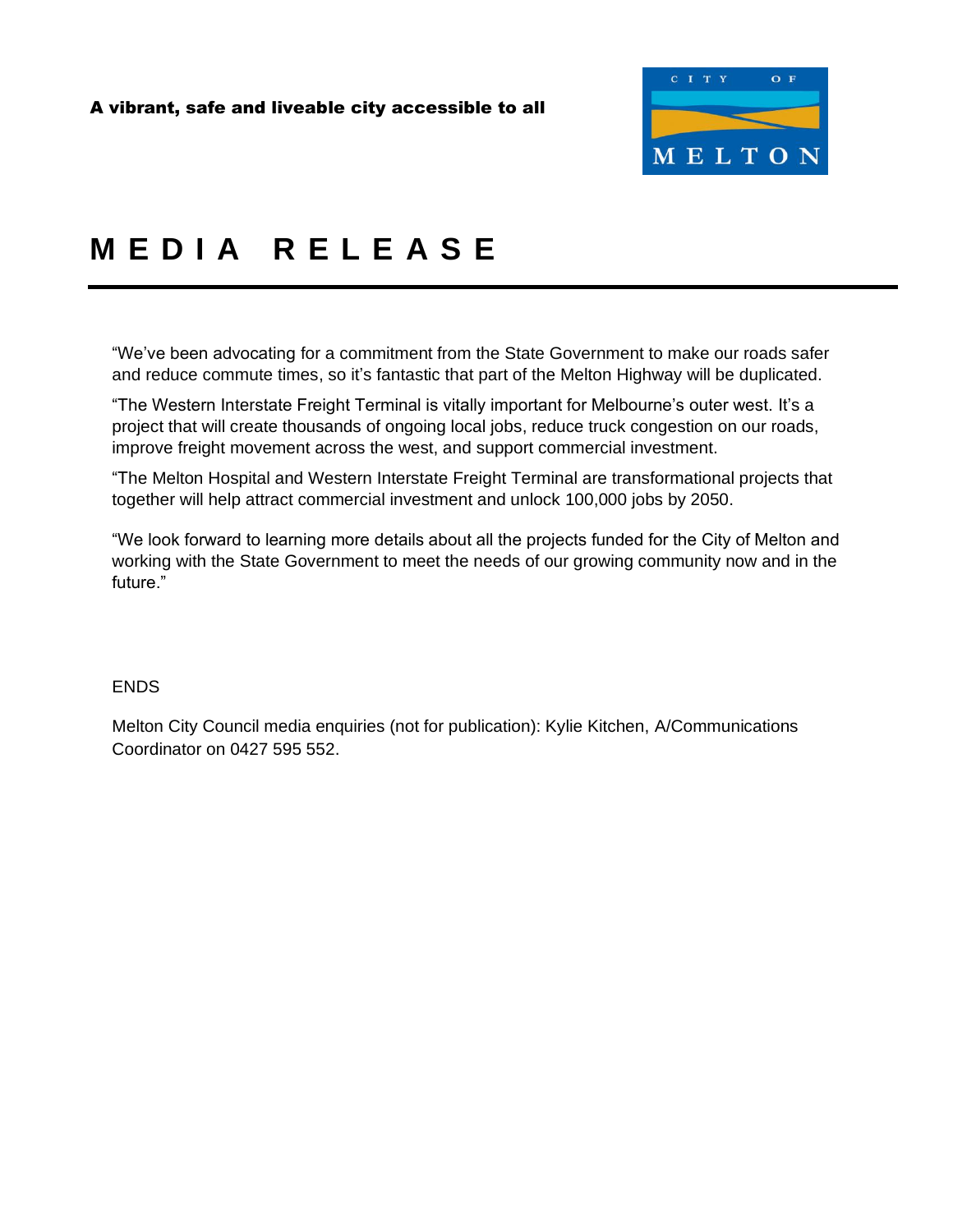A vibrant, safe and liveable city accessible to all

# M E D I A R E L E A S E

"We've been advocating for a commitment from the State Government to make our roads safer and reduce commute times, so it's fantastic that part of the Melton Highway will be duplicated.

"The Western Interstate Freight Terminal is vitally important for Melbourne's outer west. It's a project that will create thousands of ongoing local jobs, reduce truck congestion on our roads, improve freight movement across the west, and support commercial investment.

"The Melton Hospital and Western Interstate Freight Terminal are transformational projects that together will help attract commercial investment and unlock 100,000 jobs by 2050.

"We look forward to learning more details about all the projects funded for the City of Melton and working with the State Government to meet the needs of our growing community now and in the future."

ENDS

Melton City Council media enquiries (not for publication): Kylie Kitchen, A/Communications Coordinator on 0427 595 552.